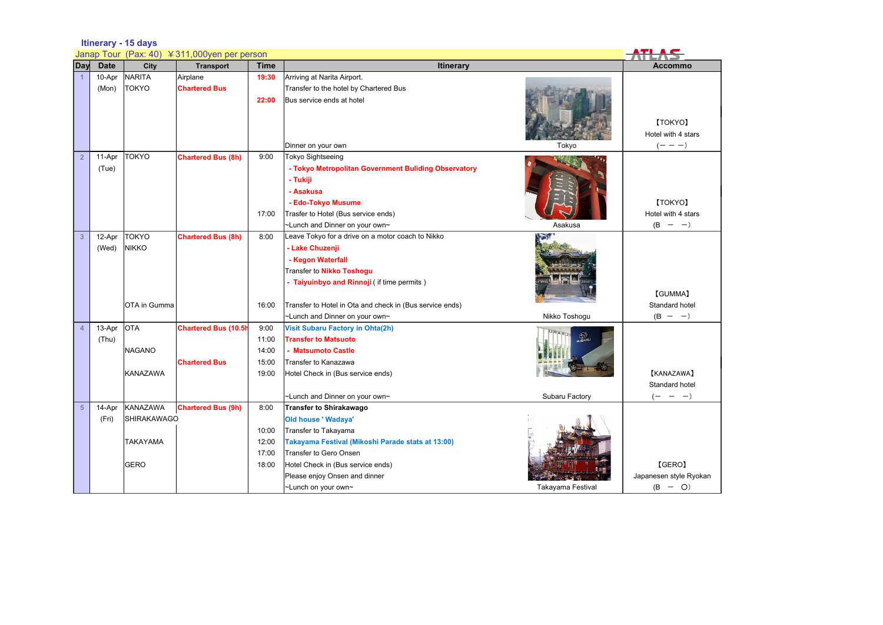**Itinerary - 15 days**

Janap Tour (Pax: 40) ￥311,000yen per person

ATLAS

| Day | Date | City | Transport | Time | Itinerary | Accommo |
|---|---|---|---|---|---|---|
| 1 | 10-Apr (Mon) | NARITA<br>TOKYO | Airplane<br>Chartered Bus | 19:30<br><br>22:00 | Arriving at Narita Airport.<br>Transfer to the hotel by Chartered Bus<br>Bus service ends at hotel<br>Dinner on your own<br>Tokyo | 【TOKYO】<br>Hotel with 4 stars<br>(－ － －) |
| 2 | 11-Apr (Tue) | TOKYO | Chartered Bus (8h) | 9:00<br><br><br><br><br>17:00 | Tokyo Sightseeing<br>- Tokyo Metropolitan Government Buliding Observatory<br>- Tukiji<br>- Asakusa<br>- Edo-Tokyo Musume<br>Trasfer to Hotel (Bus service ends)<br>~Lunch and Dinner on your own~<br>Asakusa | 【TOKYO】<br>Hotel with 4 stars<br>(B － －) |
| 3 | 12-Apr (Wed) | TOKYO<br>NIKKO<br><br>OTA in Gumma | Chartered Bus (8h) | 8:00<br><br><br><br><br>16:00 | Leave Tokyo for a drive on a motor coach to Nikko<br>- Lake Chuzenji<br>- Kegon Waterfall<br>Transfer to Nikko Toshogu<br>- Taiyuinbyo and Rinnoji ( if time permits )<br>Transfer to Hotel in Ota and check in (Bus service ends)<br>~Lunch and Dinner on your own~<br>Nikko Toshogu | 【GUMMA】<br>Standard hotel<br>(B － －) |
| 4 | 13-Apr (Thu) | OTA<br><br>NAGANO<br><br>KANAZAWA | Chartered Bus (10.5h<br><br><br>Chartered Bus | 9:00<br>11:00<br>14:00<br>15:00<br>19:00 | Visit Subaru Factory in Ohta(2h)<br>Transfer to Matsuoto<br>- Matsumoto Castle<br>Transfer to Kanazawa<br>Hotel Check in (Bus service ends)<br>~Lunch and Dinner on your own~<br>Subaru Factory | 【KANAZAWA】<br>Standard hotel<br>(－ － －) |
| 5 | 14-Apr (Fri) | KANAZAWA<br>SHIRAKAWAGO<br><br>TAKAYAMA<br><br>GERO | Chartered Bus (9h) | 8:00<br><br>10:00<br>12:00<br>17:00<br>18:00 | Transfer to Shirakawago<br>Old house ' Wadaya'<br>Transfer to Takayama<br>Takayama Festival (Mikoshi Parade stats at 13:00)<br>Transfer to Gero Onsen<br>Hotel Check in (Bus service ends)<br>Please enjoy Onsen and dinner<br>~Lunch on your own~<br>Takayama Festival | 【GERO】<br>Japanesen style Ryokan<br>(B － O) |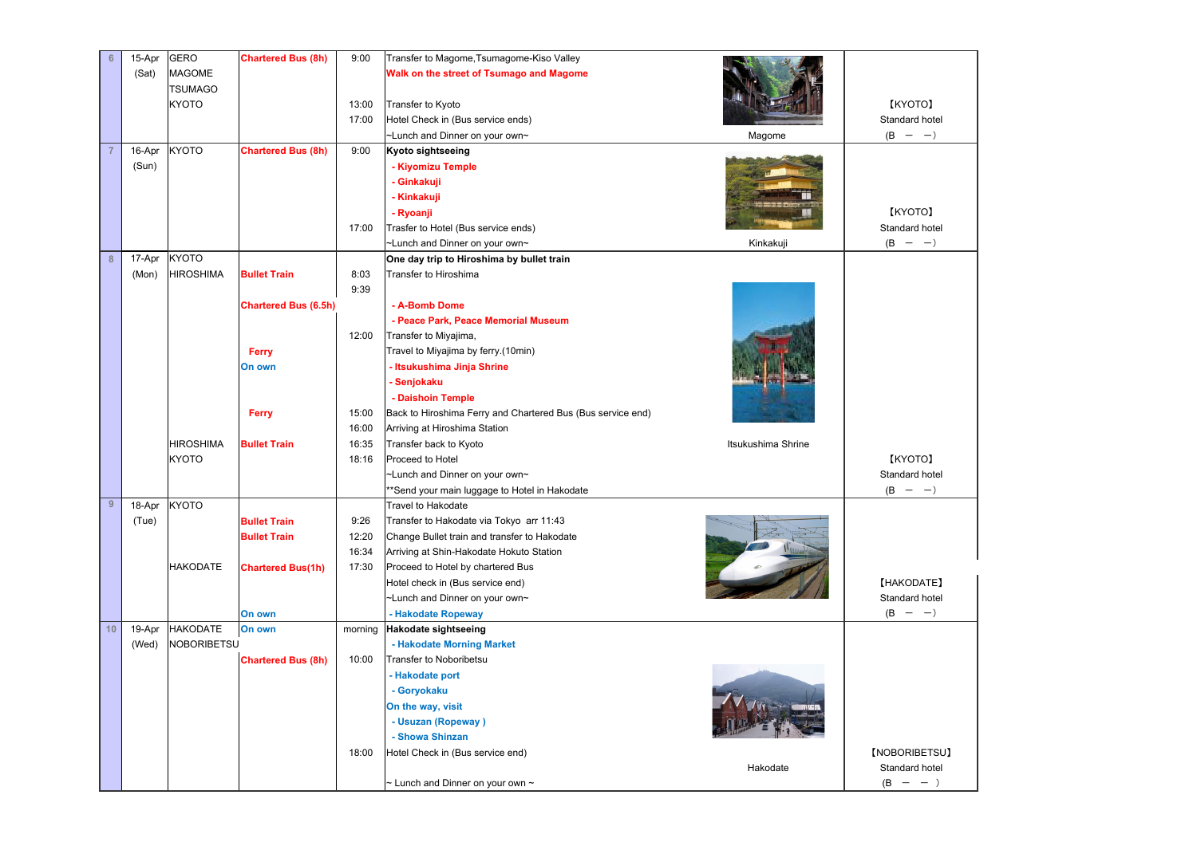| Day | Date | Place | Transport | Time | Itinerary | Photo | Accommodation |
|---|---|---|---|---|---|---|---|
| 6 | 15-Apr (Sat) | GERO MAGOME TSUMAGO KYOTO | **Chartered Bus (8h)** | 9:00 | Transfer to Magome,Tsumagome-Kiso Valley | | |
| | | | | | **Walk on the street of Tsumago and Magome** | | |
| | | | | 13:00 | Transfer to Kyoto | | 【KYOTO】 |
| | | | | 17:00 | Hotel Check in (Bus service ends) | | Standard hotel |
| | | | | | ~Lunch and Dinner on your own~ | Magome | (B ー ー) |
| 7 | 16-Apr (Sun) | KYOTO | **Chartered Bus (8h)** | 9:00 | **Kyoto sightseeing** | | |
| | | | | | **- Kiyomizu Temple** | | |
| | | | | | **- Ginkakuji** | | |
| | | | | | **- Kinkakuji** | | |
| | | | | | **- Ryoanji** | | 【KYOTO】 |
| | | | | 17:00 | Trasfer to Hotel (Bus service ends) | | Standard hotel |
| | | | | | ~Lunch and Dinner on your own~ | Kinkakuji | (B ー ー) |
| 8 | 17-Apr (Mon) | KYOTO | | | **One day trip to Hiroshima by bullet train** | | |
| | | HIROSHIMA | **Bullet Train** | 8:03 | Transfer to Hiroshima | | |
| | | | | 9:39 | | | |
| | | | **Chartered Bus (6.5h)** | | **- A-Bomb Dome** | | |
| | | | | | **- Peace Park, Peace Memorial Museum** | | |
| | | | | 12:00 | Transfer to Miyajima, | | |
| | | | **Ferry** | | Travel to Miyajima by ferry.(10min) | | |
| | | | **On own** | | **- Itsukushima Jinja Shrine** | | |
| | | | | | **- Senjokaku** | | |
| | | | | | **- Daishoin Temple** | | |
| | | | **Ferry** | 15:00 | Back to Hiroshima Ferry and Chartered Bus (Bus service end) | | |
| | | | | 16:00 | Arriving at Hiroshima Station | | |
| | | HIROSHIMA | **Bullet Train** | 16:35 | Transfer back to Kyoto | Itsukushima Shrine | |
| | | KYOTO | | 18:16 | Proceed to Hotel | | 【KYOTO】 |
| | | | | | ~Lunch and Dinner on your own~ | | Standard hotel |
| | | | | | **Send your main luggage to Hotel in Hakodate | | (B ー ー) |
| 9 | 18-Apr (Tue) | KYOTO | | | Travel to Hakodate | | |
| | | | **Bullet Train** | 9:26 | Transfer to Hakodate via Tokyo arr 11:43 | | |
| | | | **Bullet Train** | 12:20 | Change Bullet train and transfer to Hakodate | | |
| | | | | 16:34 | Arriving at Shin-Hakodate Hokuto Station | | |
| | | HAKODATE | **Chartered Bus(1h)** | 17:30 | Proceed to Hotel by chartered Bus | | |
| | | | | | Hotel check in (Bus service end) | | 【HAKODATE】 |
| | | | | | ~Lunch and Dinner on your own~ | | Standard hotel |
| | | | **On own** | | **- Hakodate Ropeway** | | (B ー ー) |
| 10 | 19-Apr (Wed) | HAKODATE NOBORIBETSU | **On own** | morning | **Hakodate sightseeing** | | |
| | | | | | **- Hakodate Morning Market** | | |
| | | | **Chartered Bus (8h)** | 10:00 | Transfer to Noboribetsu | | |
| | | | | | **- Hakodate port** | | |
| | | | | | **- Goryokaku** | | |
| | | | | | **On the way, visit** | | |
| | | | | | **- Usuzan (Ropeway )** | | |
| | | | | | **- Showa Shinzan** | | |
| | | | | 18:00 | Hotel Check in (Bus service end) | | 【NOBORIBETSU】 |
| | | | | | | Hakodate | Standard hotel |
| | | | | | ~ Lunch and Dinner on your own ~ | | (B ー ー ) |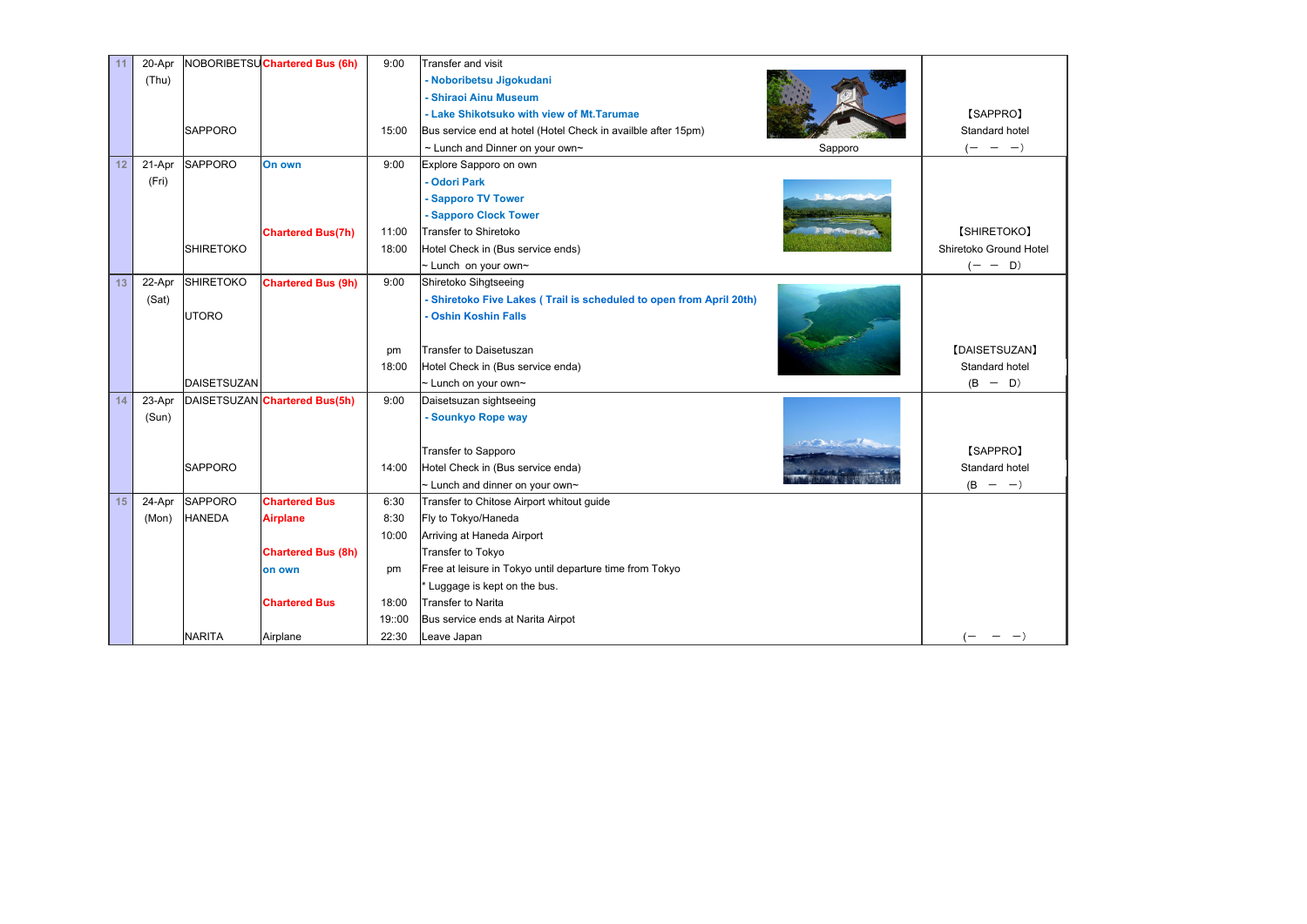| | | | | | | |
|---|---|---|---|---|---|---|
| 11 | 20-Apr (Thu) | NOBORIBETSU | **Chartered Bus (6h)** | 9:00 | Transfer and visit<br>**- Noboribetsu Jigokudani**<br>**- Shiraoi Ainu Museum**<br>**- Lake Shikotsuko with view of Mt.Tarumae** | |
| | | SAPPORO | | 15:00 | Bus service end at hotel (Hotel Check in availble after 15pm)<br>~ Lunch and Dinner on your own~ Sapporo | 【SAPPRO】<br>Standard hotel<br>(ー　ー　ー) |
| 12 | 21-Apr (Fri) | SAPPORO | **On own** | 9:00 | Explore Sapporo on own<br>**- Odori Park**<br>**- Sapporo TV Tower**<br>**- Sapporo Clock Tower** | |
| | | | **Chartered Bus(7h)** | 11:00 | Transfer to Shiretoko | |
| | | SHIRETOKO | | 18:00 | Hotel Check in (Bus service ends)<br>~ Lunch on your own~ | 【SHIRETOKO】<br>Shiretoko Ground Hotel<br>(ー　ー　D) |
| 13 | 22-Apr (Sat) | SHIRETOKO | **Chartered Bus (9h)** | 9:00 | Shiretoko Sihgtseeing<br>**- Shiretoko Five Lakes ( Trail is scheduled to open from April 20th)** | |
| | | UTORO | | | **- Oshin Koshin Falls** | |
| | | | | pm | Transfer to Daisetuszan | |
| | | DAISETSUZAN | | 18:00 | Hotel Check in (Bus service enda)<br>~ Lunch on your own~ | 【DAISETSUZAN】<br>Standard hotel<br>(B　ー　D) |
| 14 | 23-Apr (Sun) | DAISETSUZAN | **Chartered Bus(5h)** | 9:00 | Daisetsuzan sightseeing<br>**- Sounkyo Rope way** | |
| | | | | | Transfer to Sapporo | |
| | | SAPPORO | | 14:00 | Hotel Check in (Bus service enda)<br>~ Lunch and dinner on your own~ | 【SAPPRO】<br>Standard hotel<br>(B　ー　ー) |
| 15 | 24-Apr (Mon) | SAPPORO | **Chartered Bus** | 6:30 | Transfer to Chitose Airport whitout guide | |
| | | HANEDA | **Airplane** | 8:30 | Fly to Tokyo/Haneda | |
| | | | | 10:00 | Arriving at Haneda Airport | |
| | | | **Chartered Bus (8h)** | | Transfer to Tokyo | |
| | | | **on own** | pm | Free at leisure in Tokyo until departure time from Tokyo<br>* Luggage is kept on the bus. | |
| | | | **Chartered Bus** | 18:00 | Transfer to Narita | |
| | | | | 19::00 | Bus service ends at Narita Airpot | |
| | | NARITA | Airplane | 22:30 | Leave Japan | (ー　ー　ー) |